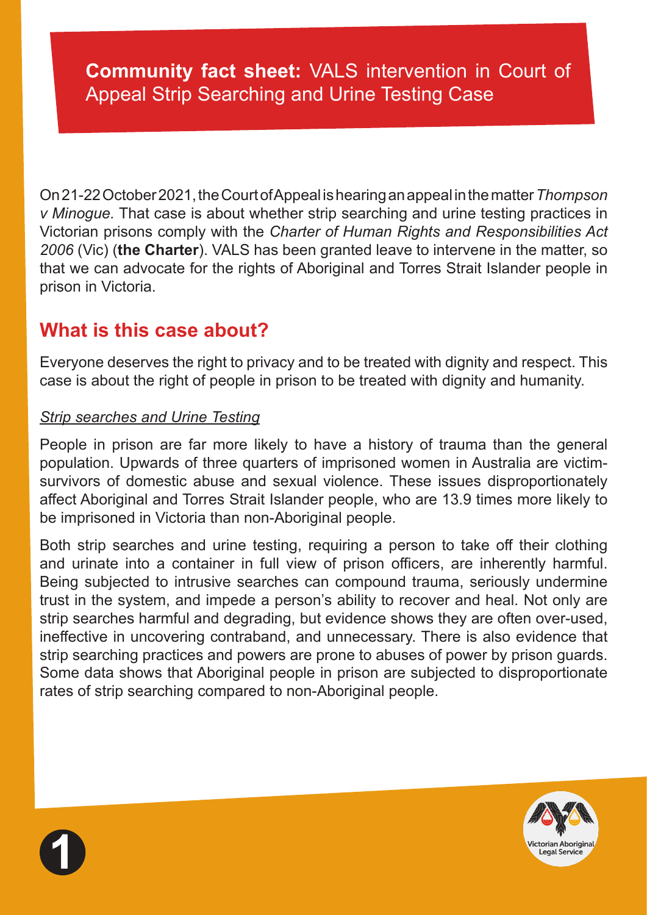# **Community fact sheet:** VALS intervention in Court of Appeal Strip Searching and Urine Testing Case

On 21-22 October 2021, the Court of Appeal is hearing an appeal in the matter *Thompson v Minogue.* That case is about whether strip searching and urine testing practices in Victorian prisons comply with the *Charter of Human Rights and Responsibilities Act 2006* (Vic) (**the Charter**). VALS has been granted leave to intervene in the matter, so that we can advocate for the rights of Aboriginal and Torres Strait Islander people in prison in Victoria.

## What is this case about?

Everyone deserves the right to privacy and to be treated with dignity and respect. This case is about the right of people in prison to be treated with dignity and humanity.

### *Strip searches and Urine Testing*

People in prison are far more likely to have a history of trauma than the general population. Upwards of three quarters of imprisoned women in Australia are victim-survivors of domestic abuse and sexual violence. These issues disproportionately affect Aboriginal and Torres Strait Islander people, who are 13.9 times more likely to be imprisoned in Victoria than non-Aboriginal people.

Both strip searches and urine testing, requiring a person to take off their clothing and urinate into a container in full view of prison officers, are inherently harmful. Being subjected to intrusive searches can compound trauma, seriously undermine trust in the system, and impede a person's ability to recover and heal. Not only are strip searches harmful and degrading, but evidence shows they are often over-used, ineffective in uncovering contraband, and unnecessary. There is also evidence that strip searching practices and powers are prone to abuses of power by prison guards. Some data shows that Aboriginal people in prison are subjected to disproportionate rates of strip searching compared to non-Aboriginal people.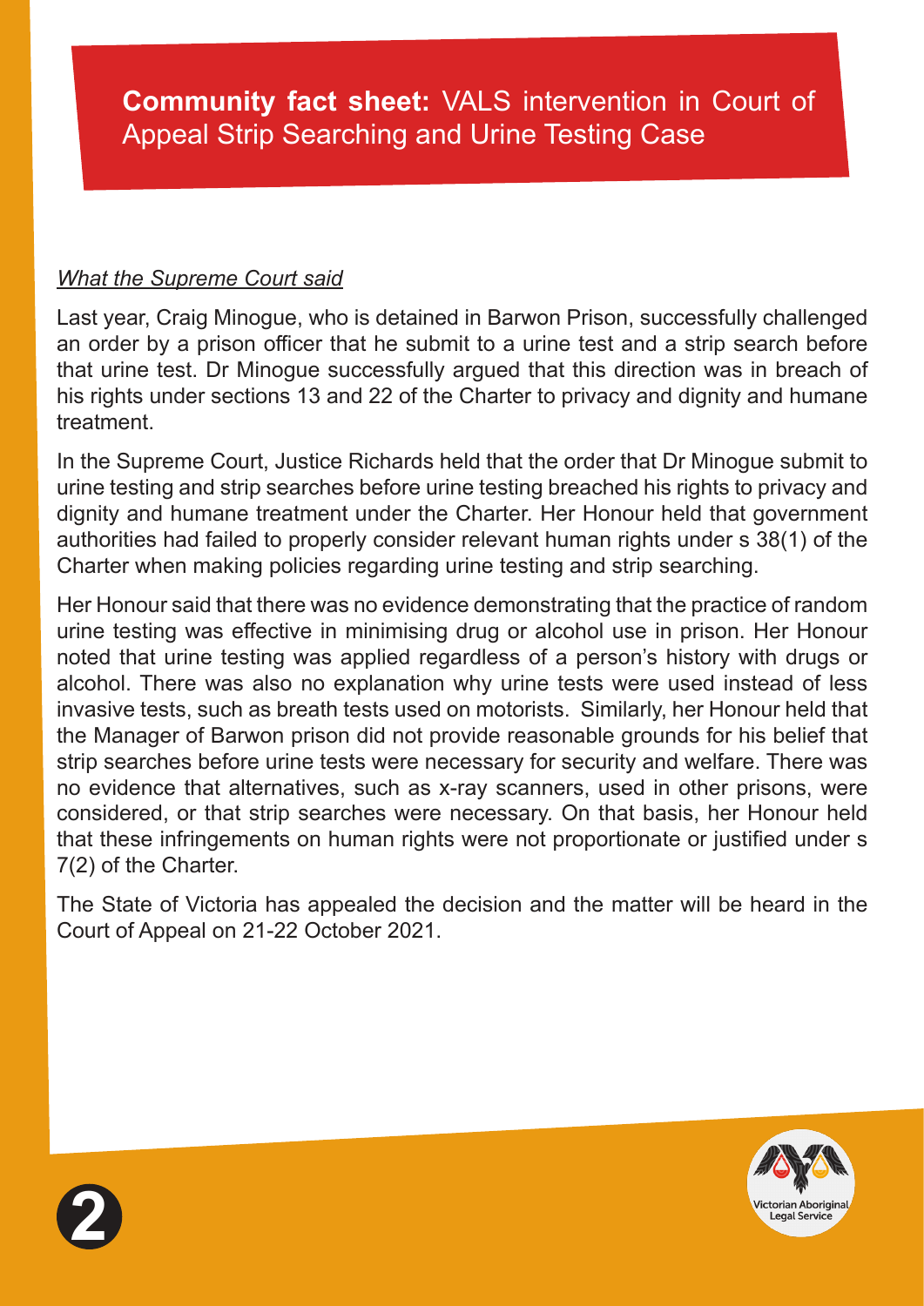**Community fact sheet:** VALS intervention in Court of Appeal Strip Searching and Urine Testing Case

*What the Supreme Court said*

Last year, Craig Minogue, who is detained in Barwon Prison, successfully challenged an order by a prison officer that he submit to a urine test and a strip search before that urine test. Dr Minogue successfully argued that this direction was in breach of his rights under sections 13 and 22 of the Charter to privacy and dignity and humane treatment.

In the Supreme Court, Justice Richards held that the order that Dr Minogue submit to urine testing and strip searches before urine testing breached his rights to privacy and dignity and humane treatment under the Charter. Her Honour held that government authorities had failed to properly consider relevant human rights under s 38(1) of the Charter when making policies regarding urine testing and strip searching.

Her Honour said that there was no evidence demonstrating that the practice of random urine testing was effective in minimising drug or alcohol use in prison. Her Honour noted that urine testing was applied regardless of a person's history with drugs or alcohol. There was also no explanation why urine tests were used instead of less invasive tests, such as breath tests used on motorists. Similarly, her Honour held that the Manager of Barwon prison did not provide reasonable grounds for his belief that strip searches before urine tests were necessary for security and welfare. There was no evidence that alternatives, such as x-ray scanners, used in other prisons, were considered, or that strip searches were necessary. On that basis, her Honour held that these infringements on human rights were not proportionate or justified under s 7(2) of the Charter.

The State of Victoria has appealed the decision and the matter will be heard in the Court of Appeal on 21-22 October 2021.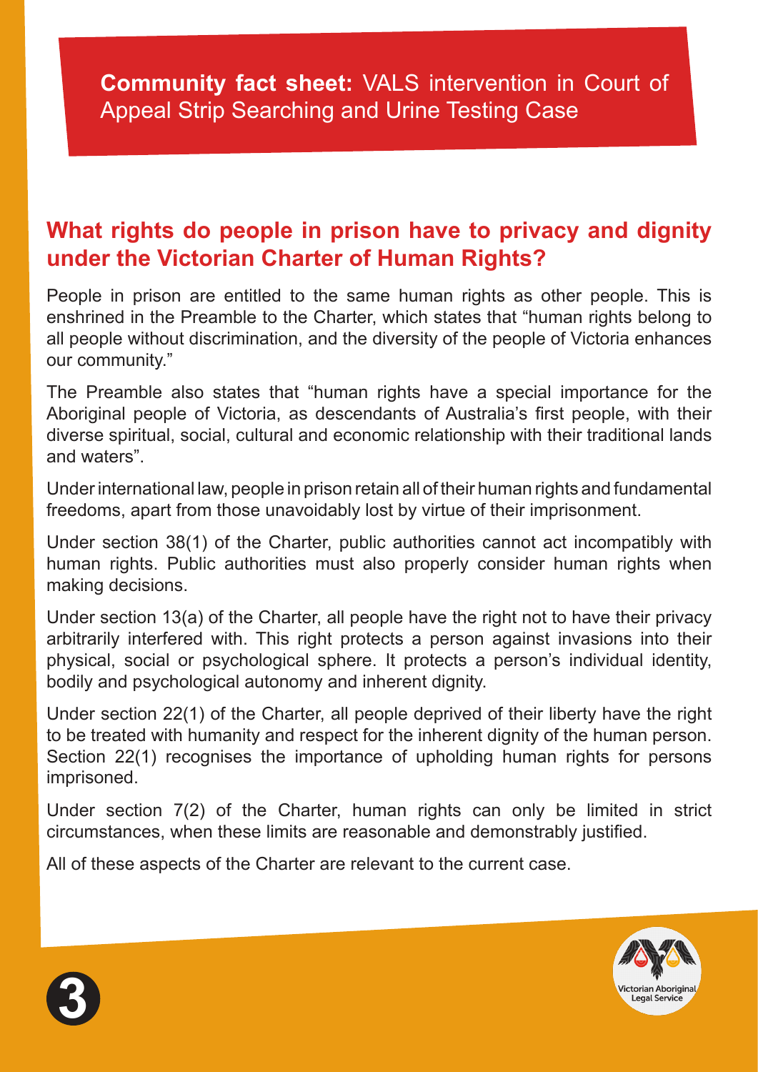**Community fact sheet:** VALS intervention in Court of Appeal Strip Searching and Urine Testing Case

## What rights do people in prison have to privacy and dignity under the Victorian Charter of Human Rights?

People in prison are entitled to the same human rights as other people. This is enshrined in the Preamble to the Charter, which states that "human rights belong to all people without discrimination, and the diversity of the people of Victoria enhances our community."

The Preamble also states that "human rights have a special importance for the Aboriginal people of Victoria, as descendants of Australia's first people, with their diverse spiritual, social, cultural and economic relationship with their traditional lands and waters".

Under international law, people in prison retain all of their human rights and fundamental freedoms, apart from those unavoidably lost by virtue of their imprisonment.

Under section 38(1) of the Charter, public authorities cannot act incompatibly with human rights. Public authorities must also properly consider human rights when making decisions.

Under section 13(a) of the Charter, all people have the right not to have their privacy arbitrarily interfered with. This right protects a person against invasions into their physical, social or psychological sphere. It protects a person's individual identity, bodily and psychological autonomy and inherent dignity.

Under section 22(1) of the Charter, all people deprived of their liberty have the right to be treated with humanity and respect for the inherent dignity of the human person. Section 22(1) recognises the importance of upholding human rights for persons imprisoned.

Under section 7(2) of the Charter, human rights can only be limited in strict circumstances, when these limits are reasonable and demonstrably justified.

All of these aspects of the Charter are relevant to the current case.

Victorian Aboriginal Legal Service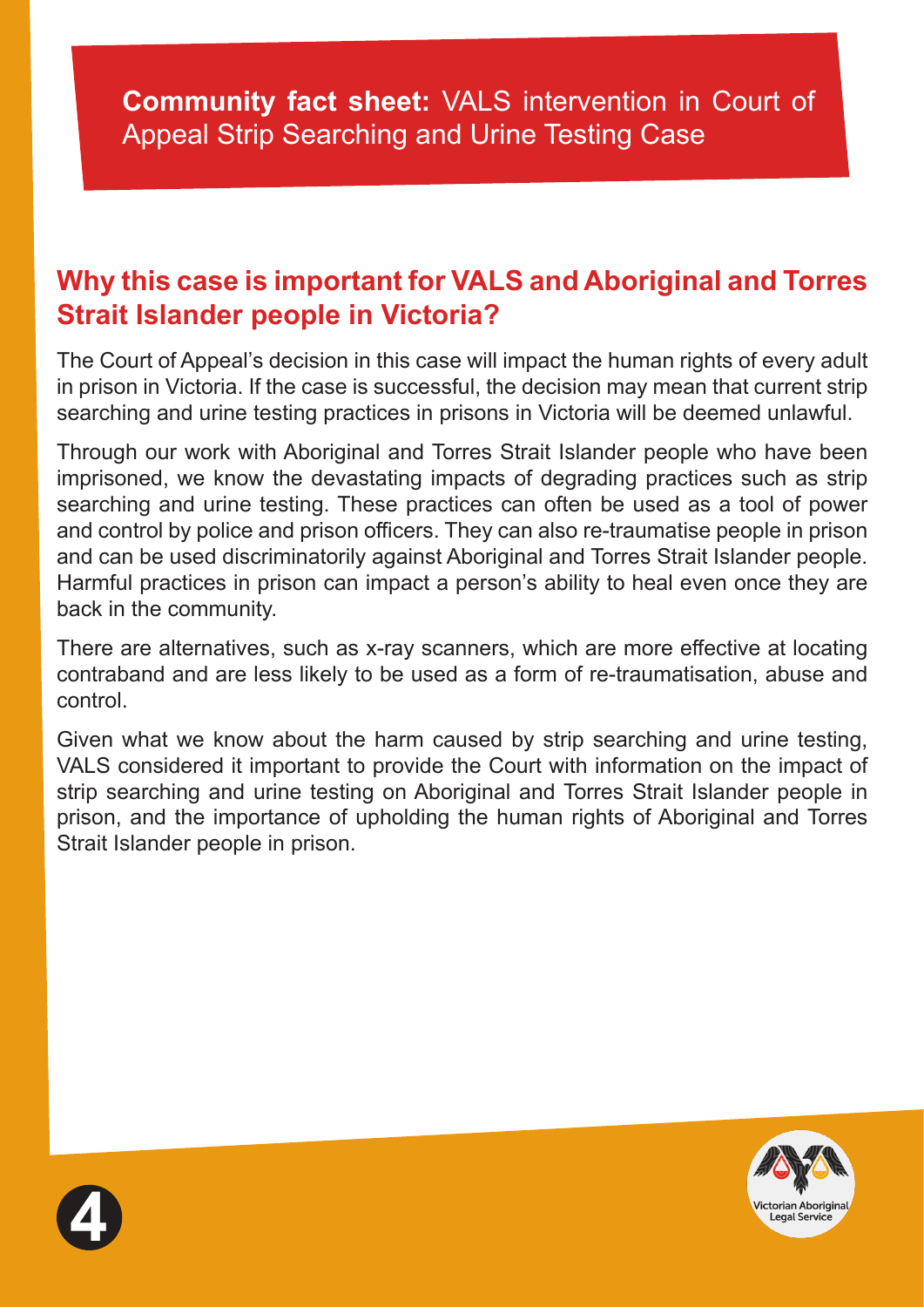**Community fact sheet:** VALS intervention in Court of Appeal Strip Searching and Urine Testing Case

## Why this case is important for VALS and Aboriginal and Torres Strait Islander people in Victoria?

The Court of Appeal's decision in this case will impact the human rights of every adult in prison in Victoria. If the case is successful, the decision may mean that current strip searching and urine testing practices in prisons in Victoria will be deemed unlawful.

Through our work with Aboriginal and Torres Strait Islander people who have been imprisoned, we know the devastating impacts of degrading practices such as strip searching and urine testing. These practices can often be used as a tool of power and control by police and prison officers. They can also re-traumatise people in prison and can be used discriminatorily against Aboriginal and Torres Strait Islander people. Harmful practices in prison can impact a person's ability to heal even once they are back in the community.

There are alternatives, such as x-ray scanners, which are more effective at locating contraband and are less likely to be used as a form of re-traumatisation, abuse and control.

Given what we know about the harm caused by strip searching and urine testing, VALS considered it important to provide the Court with information on the impact of strip searching and urine testing on Aboriginal and Torres Strait Islander people in prison, and the importance of upholding the human rights of Aboriginal and Torres Strait Islander people in prison.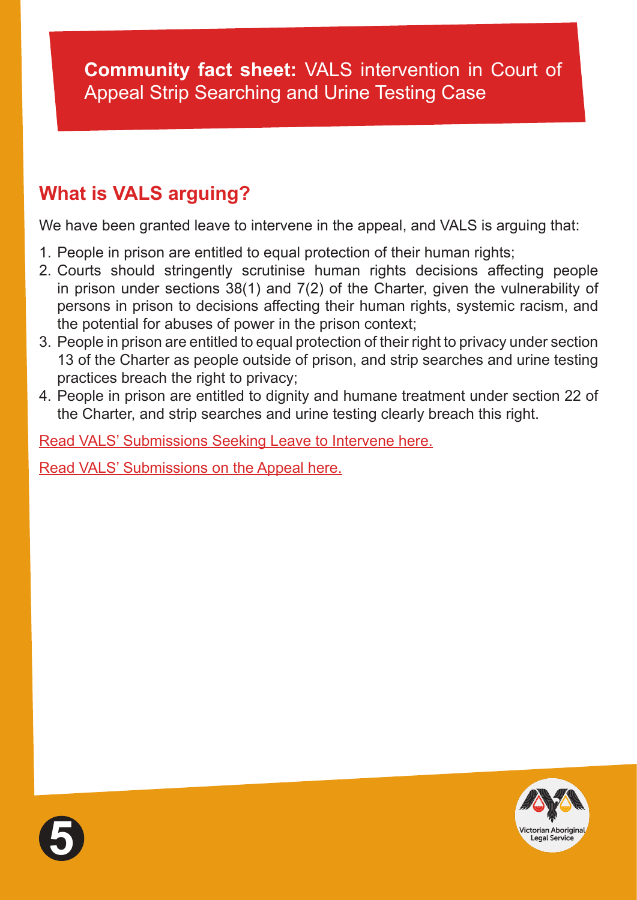**Community fact sheet:** VALS intervention in Court of Appeal Strip Searching and Urine Testing Case

## What is VALS arguing?

We have been granted leave to intervene in the appeal, and VALS is arguing that:

1. People in prison are entitled to equal protection of their human rights;
2. Courts should stringently scrutinise human rights decisions affecting people in prison under sections 38(1) and 7(2) of the Charter, given the vulnerability of persons in prison to decisions affecting their human rights, systemic racism, and the potential for abuses of power in the prison context;
3. People in prison are entitled to equal protection of their right to privacy under section 13 of the Charter as people outside of prison, and strip searches and urine testing practices breach the right to privacy;
4. People in prison are entitled to dignity and humane treatment under section 22 of the Charter, and strip searches and urine testing clearly breach this right.

Read VALS' Submissions Seeking Leave to Intervene here.

Read VALS' Submissions on the Appeal here.